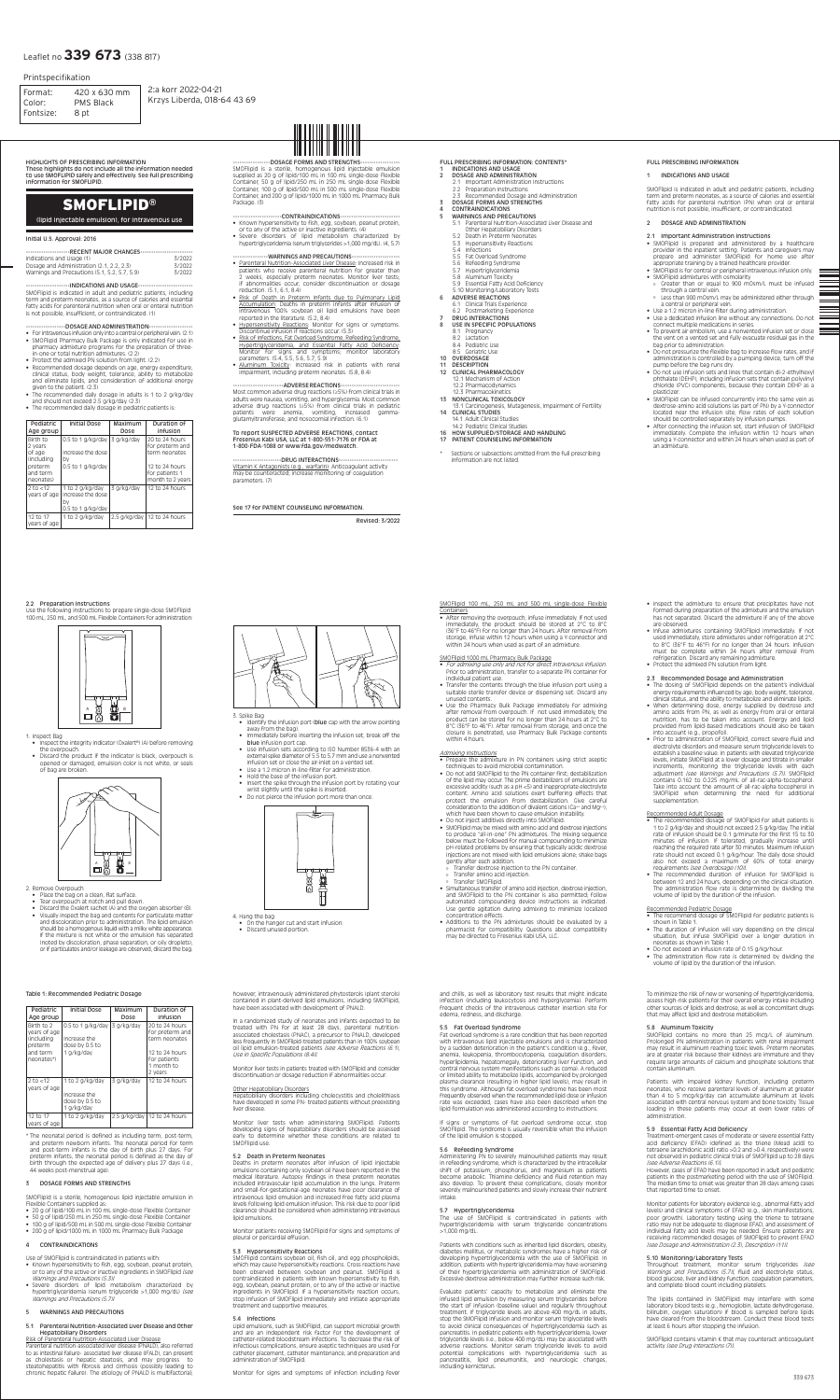Leaflet no **339 673** (338 817)

Printspecifikation

| | |
|---|---|
| Format: | 420 x 630 mm |
| Color: | PMS Black |
| Fontsize: | 8 pt |

2:a korr 2022-04-21
Krzys Liberda, 018-64 43 69

**HIGHLIGHTS OF PRESCRIBING INFORMATION**
These highlights do not include all the information needed to use SMOFLIPID safely and effectively. See full prescribing information for SMOFLIPID.

# SMOFLIPID®

(lipid injectable emulsion), for intravenous use

Initial U.S. Approval: 2016

**RECENT MAJOR CHANGES**

| | |
|---|---|
| Indications and Usage (1) | 3/2022 |
| Dosage and Administration (2.1, 2.2, 2.3) | 3/2022 |
| Warnings and Precautions (5.1, 5.2, 5.7, 5.9) | 3/2022 |

**INDICATIONS AND USAGE**

SMOFLIPID is indicated in adult and pediatric patients, including term and preterm neonates, as a source of calories and essential fatty acids for parenteral nutrition when oral or enteral nutrition is not possible, insufficient, or contraindicated. (1)

**DOSAGE AND ADMINISTRATION**

- For intravenous infusion only into a central or peripheral vein. (2.1)
- SMOFLIPID Pharmacy Bulk Package is only indicated for use in pharmacy admixture programs for the preparation of three-in-one or total nutrition admixtures. (2.2)
- Protect the admixed PN solution from light. (2.2)
- Recommended dosage depends on age, energy expenditure, clinical status, body weight, tolerance, ability to metabolize and eliminate lipids, and consideration of additional energy given to the patient. (2.3)
- The recommended daily dosage in adults is 1 to 2 g/kg/day and should not exceed 2.5 g/kg/day. (2.3)
- The recommended daily dosage in pediatric patients is:

| Pediatric Age group | Initial Dose | Maximum Dose | Duration of infusion |
|---|---|---|---|
| Birth to 2 years of age (including preterm and term neonates) | 0.5 to 1 g/kg/day increase the dose by 0.5 to 1 g/kg/day | 3 g/kg/day | 20 to 24 hours for preterm and term neonates 12 to 24 hours for patients 1 month to 2 years |
| 2 to <12 years of age | 1 to 2 g/kg/day Increase the dose by 0.5 to 1 g/kg/day | 3 g/kg/day | 12 to 24 hours |
| 12 to 17 years of age | 1 to 2 g/kg/day | 2.5 g/kg/day | 12 to 24 hours |

**DOSAGE FORMS AND STRENGTHS**

SMOFLIPID is a sterile, homogenous lipid injectable emulsion supplied as 20 g of lipid/100 mL in 100 mL single-dose Flexible Container, 50 g of lipid/250 mL in 250 mL single-dose Flexible Container, 100 g of lipid/500 mL in 500 mL single-dose Flexible Container, and 200 g of lipid/1000 mL in 1000 mL Pharmacy Bulk Package. (3)

**CONTRAINDICATIONS**

- Known hypersensitivity to fish, egg, soybean, peanut protein, or to any of the active or inactive ingredients. (4)
- Severe disorders of lipid metabolism characterized by hypertriglyceridemia (serum triglycerides >1,000 mg/dL). (4, 5.7)

**WARNINGS AND PRECAUTIONS**

- Parenteral Nutrition-Associated Liver Disease: Increased risk in patients who receive parenteral nutrition for greater than 2 weeks, especially preterm neonates. Monitor liver tests; if abnormalities occur, consider discontinuation or dosage reduction. (5.1, 6.1, 8.4)
- Risk of Death in Preterm Infants due to Pulmonary Lipid Accumulation: Deaths in preterm infants after infusion of intravenous 100% soybean oil lipid emulsions have been reported in the literature. (5.2, 8.4)
- Hypersensitivity Reactions: Monitor for signs or symptoms. Discontinue infusion if reactions occur. (5.3)
- Risk of Infections, Fat Overload Syndrome, Refeeding Syndrome, Hypertriglyceridemia, and Essential Fatty Acid Deficiency: Monitor for signs and symptoms; monitor laboratory parameters. (5.4, 5.5, 5.6, 5.7, 5.9)
- Aluminum Toxicity: Increased risk in patients with renal impairment, including preterm neonates. (5.8, 8.4)

**ADVERSE REACTIONS**

Most common adverse drug reactions (≥5%) from clinical trials in adults were nausea, vomiting, and hyperglycemia. Most common adverse drug reactions (≥5%) from clinical trials in pediatric patients were anemia, vomiting, increased gamma-glutamyltransferase, and nosocomial infection. (6.1)

**To report SUSPECTED ADVERSE REACTIONS, contact Fresenius Kabi USA, LLC at 1-800-551-7176 or FDA at 1-800-FDA-1088 or www.fda.gov/medwatch.**

**DRUG INTERACTIONS**

Vitamin K Antagonists (e.g., warfarin): Anticoagulant activity may be counteracted; increase monitoring of coagulation parameters. (7)

**See 17 for PATIENT COUNSELING INFORMATION.**

Revised: 3/2022

**FULL PRESCRIBING INFORMATION: CONTENTS***

1 INDICATIONS AND USAGE
2 DOSAGE AND ADMINISTRATION
 2.1 Important Administration Instructions
 2.2 Preparation Instructions
 2.3 Recommended Dosage and Administration
3 DOSAGE FORMS AND STRENGTHS
4 CONTRAINDICATIONS
5 WARNINGS AND PRECAUTIONS
 5.1 Parenteral Nutrition-Associated Liver Disease and Other Hepatobiliary Disorders
 5.2 Death in Preterm Neonates
 5.3 Hypersensitivity Reactions
 5.4 Infections
 5.5 Fat Overload Syndrome
 5.6 Refeeding Syndrome
 5.7 Hypertriglyceridemia
 5.8 Aluminum Toxicity
 5.9 Essential Fatty Acid Deficiency
 5.10 Monitoring/Laboratory Tests
6 ADVERSE REACTIONS
 6.1 Clinical Trials Experience
 6.2 Postmarketing Experience
7 DRUG INTERACTIONS
8 USE IN SPECIFIC POPULATIONS
 8.1 Pregnancy
 8.2 Lactation
 8.4 Pediatric Use
 8.5 Geriatric Use
10 OVERDOSAGE
11 DESCRIPTION
12 CLINICAL PHARMACOLOGY
 12.1 Mechanism of Action
 12.2 Pharmacodynamics
 12.3 Pharmacokinetics
13 NONCLINICAL TOXICOLOGY
 13.1 Carcinogenesis, Mutagenesis, Impairment of Fertility
14 CLINICAL STUDIES
 14.1 Adult Clinical Studies
 14.2 Pediatric Clinical Studies
16 HOW SUPPLIED/STORAGE AND HANDLING
17 PATIENT COUNSELING INFORMATION

\* Sections or subsections omitted from the full prescribing information are not listed.

**FULL PRESCRIBING INFORMATION**

## 1 INDICATIONS AND USAGE

SMOFLIPID is indicated in adult and pediatric patients, including term and preterm neonates, as a source of calories and essential fatty acids for parenteral nutrition (PN) when oral or enteral nutrition is not possible, insufficient, or contraindicated.

## 2 DOSAGE AND ADMINISTRATION

### 2.1 Important Administration Instructions

- SMOFLIPID is prepared and administered by a healthcare provider in the inpatient setting. Patients and caregivers may prepare and administer SMOFLIPID for home use after appropriate training by a trained healthcare provider.
- SMOFLIPID is for central or peripheral intravenous infusion only.
- SMOFLIPID admixtures with osmolarity
  - Greater than or equal to 900 mOsm/L must be infused through a central vein.
  - Less than 900 mOsm/L may be administered either through a central or peripheral vein.
- Use a 1.2 micron in-line filter during administration.
- Use a dedicated infusion line without any connections. Do not connect multiple medications in series.
- To prevent air embolism, use a nonvented infusion set or close the vent on a vented set and fully evacuate residual gas in the bag prior to administration.
- Do not pressurize the flexible bag to increase flow rates, and if administration is controlled by a pumping device, turn off the pump before the bag runs dry.
- Do not use infusion sets and lines that contain di-2-ethylhexyl phthalate (DEHP), including infusion sets that contain polyvinyl chloride (PVC) components, because they contain DEHP as a plasticizer.
- SMOFLIPID can be infused concurrently into the same vein as dextrose-amino acid solutions (as part of PN) by a Y-connector located near the infusion site; flow rates of each solution should be controlled separately by infusion pumps.
- After connecting the infusion set, start infusion of SMOFLIPID immediately. Complete the infusion within 12 hours when using a Y-connector and within 24 hours when used as part of an admixture.

### 2.2 Preparation Instructions

Use the following instructions to prepare single-dose SMOFLIPID 100 mL, 250 mL, and 500 mL Flexible Containers for administration:

1. Inspect Bag
   - Inspect the integrity indicator (Oxalert®) (A) before removing the overpouch.
   - Discard the product if the indicator is black, overpouch is opened or damaged, emulsion color is not white, or seals of bag are broken.

2. Remove Overpouch
   - Place the bag on a clean, flat surface.
   - Tear overpouch at notch and pull down.
   - Discard the Oxalert sachet (A) and the oxygen absorber (B).
   - Visually inspect the bag and contents for particulate matter and discoloration prior to administration. The lipid emulsion should be a homogenous liquid with a milky white appearance. If the mixture is not white or the emulsion has separated (noted by discoloration, phase separation, or oily droplets), or if particulates and/or leakage are observed, discard the bag.

3. Spike Bag
   - Identify the infusion port (**blue** cap with the arrow pointing away from the bag).
   - Immediately before inserting the infusion set, break off the **blue** infusion port cap.
   - Use infusion sets according to ISO Number 8536-4 with an external spike diameter of 5.5 to 5.7 mm and use a nonvented infusion set or close the air-inlet on a vented set.
   - Use a 1.2 micron in-line filter for administration.
   - Hold the base of the infusion port.
   - Insert the spike through the infusion port by rotating your wrist slightly until the spike is inserted.
   - Do not pierce the infusion port more than once.

4. Hang the bag
   - On the hanger cut and start infusion.
   - Discard unused portion.

SMOFLIPID 100 mL, 250 mL, and 500 mL single-dose Flexible Containers

- After removing the overpouch, infuse immediately. If not used immediately, the product should be stored at 2°C to 8°C (36°F to 46°F) for no longer than 24 hours. After removal from storage, infuse within 12 hours when using a Y-connector and within 24 hours when used as part of an admixture.

SMOFLIPID 1000 mL Pharmacy Bulk Package

- *For admixing use only and not for direct intravenous infusion.* Prior to administration, transfer to a separate PN container for individual patient use.
- Transfer the contents through the blue infusion port using a suitable sterile transfer device or dispensing set. Discard any unused contents.
- Use the Pharmacy Bulk Package immediately for admixing after removal from overpouch. If not used immediately, the product can be stored for no longer than 24 hours at 2°C to 8°C (36°F to 46°F). After removal from storage, and once the closure is penetrated, use Pharmacy Bulk Package contents within 4 hours.

*Admixing Instructions*

- Prepare the admixture in PN containers using strict aseptic techniques to avoid microbial contamination.
- Do not add SMOFLIPID to the PN container first; destabilization of the lipid may occur. The prime destabilizers of emulsions are excessive acidity (such as a pH <5) and inappropriate electrolyte content. Amino acid solutions exert buffering effects that protect the emulsion from destabilization. Give careful consideration to the addition of divalent cations ($Ca^{++}$ and $Mg^{++}$), which have been shown to cause emulsion instability.
- Do not inject additives directly into SMOFLIPID.
- SMOFLIPID may be mixed with amino acid and dextrose injections to produce "all-in-one" PN admixtures. The mixing sequence below must be followed for manual compounding to minimize pH-related problems by ensuring that typically acidic dextrose injections are not mixed with lipid emulsions alone; shake bags gently after each addition.
  - Transfer dextrose injection to the PN container.
  - Transfer amino acid injection.
  - Transfer SMOFLIPID.
- Simultaneous transfer of amino acid injection, dextrose injection, and SMOFLIPID to the PN container is also permitted; follow automated compounding device instructions as indicated. Use gentle agitation during admixing to minimize localized concentration effects.
- Additions to the PN admixtures should be evaluated by a pharmacist for compatibility. Questions about compatibility may be directed to Fresenius Kabi USA, LLC.
- Inspect the admixture to ensure that precipitates have not formed during preparation of the admixture and the emulsion has not separated. Discard the admixture if any of the above are observed.
- Infuse admixtures containing SMOFLIPID immediately. If not used immediately, store admixtures under refrigeration at 2°C to 8°C (36°F to 46°F) for no longer than 24 hours. Infusion must be complete within 24 hours after removal from refrigeration. Discard any remaining admixture.
- Protect the admixed PN solution from light.

### 2.3 Recommended Dosage and Administration

- The dosing of SMOFLIPID depends on the patient's individual energy requirements influenced by age, body weight, tolerance, clinical status, and the ability to metabolize and eliminate lipids.
- When determining dose, energy supplied by dextrose and amino acids from PN, as well as energy from oral or enteral nutrition, has to be taken into account. Energy and lipid provided from lipid-based medications should also be taken into account (e.g., propofol).
- Prior to administration of SMOFLIPID, correct severe fluid and electrolyte disorders and measure serum triglyceride levels to establish a baseline value. In patients with elevated triglyceride levels, initiate SMOFLIPID at a lower dosage and titrate in smaller increments, monitoring the triglyceride levels with each adjustment *[see Warnings and Precautions (5.7)]*. SMOFLIPID contains 0.163 to 0.225 mg/mL of all-rac-alpha-tocopherol. Take into account the amount of all-rac-alpha-tocopherol in SMOFLIPID when determining the need for additional supplementation.

Recommended Adult Dosage

- The recommended dosage of SMOFLIPID for adult patients is 1 to 2 g/kg/day and should not exceed 2.5 g/kg/day. The initial rate of infusion should be 0.1 g/minute for the first 15 to 30 minutes of infusion. If tolerated, gradually increase until reaching the required rate after 30 minutes. Maximum infusion rate should not exceed 0.1 g/kg/hour. The daily dose should also not exceed a maximum of 60% of total energy requirements *[see Overdosage (10)]*.
- The recommended duration of infusion for SMOFLIPID is between 12 and 24 hours, depending on the clinical situation. The administration flow rate is determined by dividing the volume of lipid by the duration of the infusion.

Recommended Pediatric Dosage

- The recommended dosage of SMOFLIPID for pediatric patients is shown in Table 1.
- The duration of infusion will vary depending on the clinical situation, but infuse SMOFLIPID over a longer duration in neonates as shown in Table 1.
- Do not exceed an infusion rate of 0.15 g/kg/hour.
- The administration flow rate is determined by dividing the volume of lipid by the duration of the infusion.

Table 1: Recommended Pediatric Dosage

| Pediatric Age group | Initial Dose | Maximum Dose | Duration of infusion |
|---|---|---|---|
| Birth to 2 years of age (including preterm and term neonates*) | 0.5 to 1 g/kg/day increase the dose by 0.5 to 1 g/kg/day | 3 g/kg/day | 20 to 24 hours for preterm and term neonates 12 to 24 hours for patients 1 month to 2 years |
| 2 to <12 years of age | 1 to 2 g/kg/day increase the dose by 0.5 to 1 g/kg/day | 3 g/kg/day | 12 to 24 hours |
| 12 to 17 years of age | 1 to 2 g/kg/day | 2.5 g/kg/day | 12 to 24 hours |

\* The neonatal period is defined as including term, post-term, and preterm newborn infants. The neonatal period for term and post-term infants is the day of birth plus 27 days. For preterm infants, the neonatal period is defined as the day of birth through the expected age of delivery plus 27 days (i.e., 44 weeks post-menstrual age).

## 3 DOSAGE FORMS AND STRENGTHS

SMOFLIPID is a sterile, homogenous lipid injectable emulsion in Flexible Containers supplied as:

- 20 g of lipid/100 mL in 100 mL single-dose Flexible Container
- 50 g of lipid/250 mL in 250 mL single-dose Flexible Container
- 100 g of lipid/500 mL in 500 mL single-dose Flexible Container
- 200 g of lipid/1000 mL in 1000 mL Pharmacy Bulk Package

## 4 CONTRAINDICATIONS

Use of SMOFLIPID is contraindicated in patients with:

- Known hypersensitivity to fish, egg, soybean, peanut protein, or to any of the active or inactive ingredients in SMOFLIPID *[see Warnings and Precautions (5.3)]*
- Severe disorders of lipid metabolism characterized by hypertriglyceridemia with serum triglycerides >1,000 mg/dL *[see Warnings and Precautions (5.7)]*

## 5 WARNINGS AND PRECAUTIONS

### 5.1 Parenteral Nutrition-Associated Liver Disease and Other Hepatobiliary Disorders

Risk of Parenteral Nutrition-Associated Liver Disease

Parenteral nutrition-associated liver disease (PNALD), also referred to as intestinal failure- associated liver disease (IFALD), can present as cholestasis or hepatic steatosis, and may progress to steatohepatitis with fibrosis and cirrhosis (possibly leading to chronic hepatic failure). The etiology of PNALD is multifactorial; however, intravenously administered phytosterols (plant sterols) contained in plant-derived lipid emulsions, including SMOFLIPID, have been associated with development of PNALD.

In a randomized study of neonates and infants expected to be treated with PN for at least 28 days, parenteral nutrition-associated cholestasis (PNAC), a precursor to PNALD, developed less frequently in SMOFLIPID-treated patients than in 100% soybean oil lipid emulsion-treated patients *[see Adverse Reactions (6.1), Use in Specific Populations (8.4)]*.

Monitor liver tests in patients treated with SMOFLIPID and consider discontinuation or dosage reduction if abnormalities occur.

Other Hepatobiliary Disorders

Hepatobiliary disorders including cholecystitis and cholelithiasis have developed in some PN- treated patients without preexisting liver disease.

Monitor liver tests when administering SMOFLIPID. Patients developing signs of hepatobiliary disorders should be assessed early to determine whether these conditions are related to SMOFLIPID use.

### 5.2 Death in Preterm Neonates

Deaths in preterm neonates after infusion of lipid injectable emulsions containing only soybean oil have been reported in the medical literature. Autopsy findings in these preterm neonates included intravascular lipid accumulation in the lungs. Preterm and small-for-gestational-age neonates have poor clearance of intravenous lipid emulsion and increased free fatty acid plasma levels following lipid emulsion infusion. This risk due to poor lipid clearance should be considered when administering intravenous lipid emulsions.

Monitor patients receiving SMOFLIPID for signs and symptoms of pleural or pericardial effusion.

### 5.3 Hypersensitivity Reactions

SMOFLIPID contains soybean oil, fish oil, and egg phospholipids, which may cause hypersensitivity reactions. Cross reactions have been observed between soybean and peanut. SMOFLIPID is contraindicated in patients with known hypersensitivity to fish, egg, soybean, peanut protein, or to any of the active or inactive ingredients in SMOFLIPID. If a hypersensitivity reaction occurs, stop infusion of SMOFLIPID immediately and initiate appropriate treatment and supportive measures.

### 5.4 Infections

Lipid emulsions, such as SMOFLIPID, can support microbial growth and are an independent risk factor for the development of catheter-related bloodstream infections. To decrease the risk of infectious complications, ensure aseptic techniques are used for catheter placement, catheter maintenance, and preparation and administration of SMOFLIPID.

Monitor for signs and symptoms of infection including fever and chills, as well as laboratory test results that might indicate infection (including leukocytosis and hyperglycemia). Perform frequent checks of the intravenous catheter insertion site for edema, redness, and discharge.

### 5.5 Fat Overload Syndrome

Fat overload syndrome is a rare condition that has been reported with intravenous lipid injectable emulsions and is characterized by a sudden deterioration in the patient's condition (e.g., fever, anemia, leukopenia, thrombocytopenia, coagulation disorders, hyperlipidemia, hepatomegaly, deteriorating liver function, and central nervous system manifestations such as coma). A reduced or limited ability to metabolize lipids, accompanied by prolonged plasma clearance (resulting in higher lipid levels), may result in this syndrome. Although fat overload syndrome has been most frequently observed when the recommended lipid dose or infusion rate was exceeded, cases have also been described when the lipid formulation was administered according to instructions.

If signs or symptoms of fat overload syndrome occur, stop SMOFLIPID. The syndrome is usually reversible when the infusion of the lipid emulsion is stopped.

### 5.6 Refeeding Syndrome

Administering PN to severely malnourished patients may result in refeeding syndrome, which is characterized by the intracellular shift of potassium, phosphorus, and magnesium as patients become anabolic. Thiamine deficiency and fluid retention may also develop. To prevent these complications, closely monitor severely malnourished patients and slowly increase their nutrient intake.

### 5.7 Hypertriglyceridemia

The use of SMOFLIPID is contraindicated in patients with hypertriglyceridemia with serum triglyceride concentrations >1,000 mg/dL.

Patients with conditions such as inherited lipid disorders, obesity, diabetes mellitus, or metabolic syndromes have a higher risk of developing hypertriglyceridemia with the use of SMOFLIPID. In addition, patients with hypertriglyceridemia may have worsening of their hypertriglyceridemia with administration of SMOFLIPID. Excessive dextrose administration may further increase such risk.

Evaluate patients' capacity to metabolize and eliminate the infused lipid emulsion by measuring serum triglycerides before the start of infusion (baseline value) and regularly throughout treatment. If triglyceride levels are above 400 mg/dL in adults, stop the SMOFLIPID infusion and monitor serum triglyceride levels to avoid clinical consequences of hypertriglyceridemia such as pancreatitis. In pediatric patients with hypertriglyceridemia, lower triglyceride levels (i.e., below 400 mg/dL) may be associated with adverse reactions. Monitor serum triglyceride levels to avoid potential complications with hypertriglyceridemia such as pancreatitis, lipid pneumonitis, and neurologic changes, including kernicterus.

To minimize the risk of new or worsening of hypertriglyceridemia, assess high-risk patients for their overall energy intake including other sources of lipids and dextrose, as well as concomitant drugs that may affect lipid and dextrose metabolism.

### 5.8 Aluminum Toxicity

SMOFLIPID contains no more than 25 mcg/L of aluminum. Prolonged PN administration in patients with renal impairment may result in aluminum reaching toxic levels. Preterm neonates are at greater risk because their kidneys are immature and they require large amounts of calcium and phosphate solutions that contain aluminum.

Patients with impaired kidney function, including preterm neonates, who receive parenteral levels of aluminum at greater than 4 to 5 mcg/kg/day can accumulate aluminum at levels associated with central nervous system and bone toxicity. Tissue loading may occur at even lower rates of administration.

### 5.9 Essential Fatty Acid Deficiency

Treatment-emergent cases of moderate or severe essential fatty acid deficiency (EFAD) (defined as the triene (Mead acid) to tetraene (arachidonic acid) ratio >0.2 and >0.4, respectively) were not observed in pediatric clinical trials of SMOFLIPID up to 28 days *[see Adverse Reactions (6.1)]*.

However, cases of EFAD have been reported in adult and pediatric patients in the postmarketing period with the use of SMOFLIPID. The median time to onset was greater than 28 days among cases that reported time to onset.

Monitor patients for laboratory evidence (e.g., abnormal fatty acid levels) and clinical symptoms of EFAD (e.g., skin manifestations, poor growth). Laboratory testing using the triene to tetraene ratio may not be adequate to diagnose EFAD, and assessment of individual fatty acid levels may be needed. Ensure patients are receiving recommended dosages of SMOFLIPID to prevent EFAD *[see Dosage and Administration (2.3), Description (11)]*.

### 5.10 Monitoring/Laboratory Tests

Throughout treatment, monitor serum triglycerides *[see Warnings and Precautions (5.7)]*, fluid and electrolyte status, blood glucose, liver and kidney function, coagulation parameters, and complete blood count including platelets.

The lipids contained in SMOFLIPID may interfere with some laboratory blood tests (e.g., hemoglobin, lactate dehydrogenase, bilirubin, oxygen saturation) if blood is sampled before lipids have cleared from the bloodstream. Conduct these blood tests at least 6 hours after stopping the infusion.

SMOFLIPID contains vitamin K that may counteract anticoagulant activity *[see Drug Interactions (7)]*.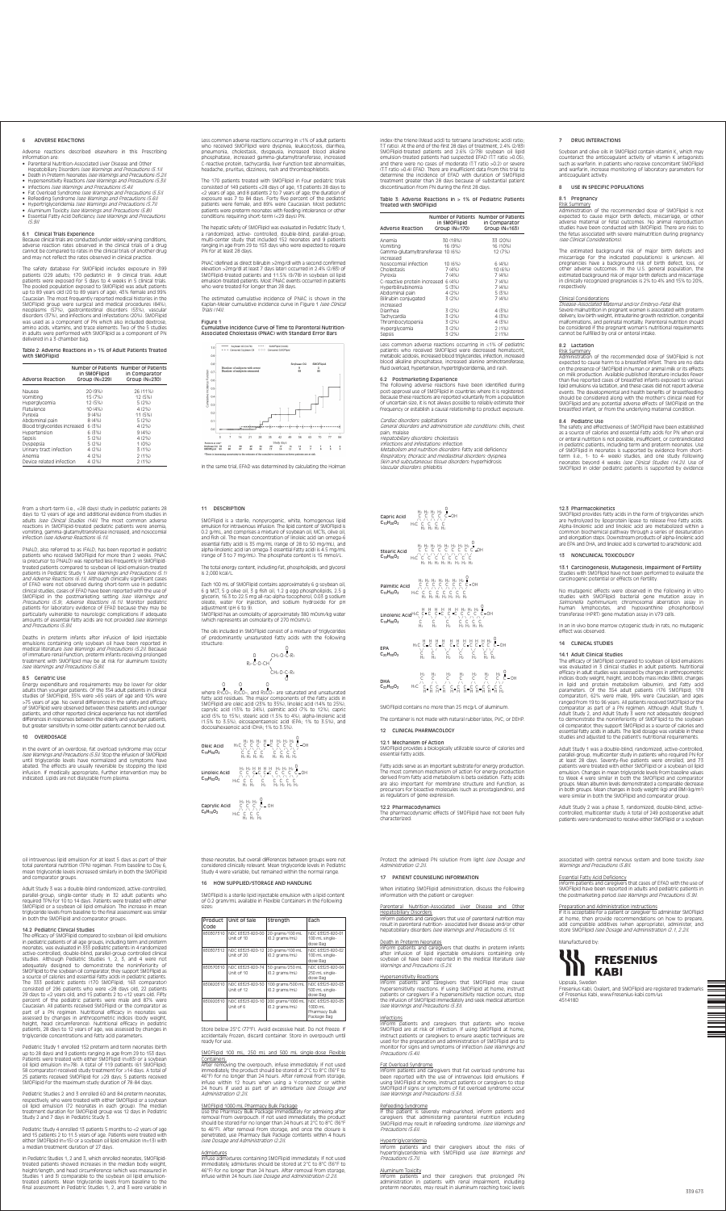## 6 ADVERSE REACTIONS

Adverse reactions described elsewhere in the Prescribing Information are:

- Parenteral Nutrition-Associated Liver Disease and Other Hepatobiliary Disorders *(see Warnings and Precautions (5.1))*
- Death in Preterm Neonates *(see Warnings and Precautions (5.2))*
- Hypersensitivity Reactions *(see Warnings and Precautions (5.3))*
- Infections *(see Warnings and Precautions (5.4))*
- Fat Overload Syndrome *(see Warnings and Precautions (5.5))*
- Refeeding Syndrome *(see Warnings and Precautions (5.6))*
- Hypertriglyceridemia *(see Warnings and Precautions (5.7))*
- Aluminum Toxicity *(see Warnings and Precautions (5.8))*
- Essential Fatty Acid Deficiency *(see Warnings and Precautions (5.9))*

### 6.1 Clinical Trials Experience

Because clinical trials are conducted under widely varying conditions, adverse reaction rates observed in the clinical trials of a drug cannot be compared to rates in the clinical trials of another drug and may not reflect the rates observed in clinical practice.

The safety database for SMOFlipid includes exposure in 399 patients (229 adults, 170 pediatric) in 9 clinical trials. Adult patients were exposed for 5 days to 4 weeks in 5 clinical trials. The pooled population exposed to SMOFlipid was adult patients up to 89 years old (20 to 89 years of age), 45% female and 99% Caucasian. The most frequently reported medical histories in the SMOFlipid group were surgical and medical procedures (84%), neoplasms (57%), gastrointestinal disorders (53%), vascular disorders (37%), and infections and infestations (20%). SMOFlipid was used as a component of PN which also included dextrose, amino acids, vitamins, and trace elements. Two of the 5 studies in adults were performed with SMOFlipid as a component of PN delivered in a 3-chamber bag.

**Table 2: Adverse Reactions in > 1% of Adult Patients Treated with SMOFlipid**

| Adverse Reaction | Number of Patients in SMOFlipid Group (N=229) | Number of Patients in Comparator Group (N=230) |
|---|---|---|
| Nausea | 20 (9%) | 26 (11%) |
| Vomiting | 15 (7%) | 12 (5%) |
| Hyperglycemia | 12 (5%) | 5 (2%) |
| Flatulence | 10 (4%) | 4 (2%) |
| Pyrexia | 9 (4%) | 11 (5%) |
| Abdominal pain | 8 (4%) | 5 (2%) |
| Blood triglycerides increased | 6 (3%) | 4 (2%) |
| Hypertension | 6 (3%) | 4 (2%) |
| Sepsis | 5 (2%) | 9 (4%) |
| Dyspepsia | 5 (2%) | 1 (0%) |
| Urinary tract infection | 4 (2%) | 3 (1%) |
| Anemia | 4 (2%) | 2 (1%) |
| Device related infection | 4 (2%) | 2 (1%) |

Less common adverse reactions in ≤1% of adult patients who received SMOFlipid were dyspnea, leukocytosis, diarrhea, pneumonia, cholestasis, dysgeusia, increased blood alkaline phosphatase, increased gamma-glutamyltransferase, increased C-reactive protein, tachycardia, liver function test abnormalities, headache, pruritus, dizziness, rash and thrombophlebitis.

The 170 patients treated with SMOFlipid in four pediatric trials consisted of 149 patients <28 days of age, 13 patients 28 days to <2 years of age, and 8 patients 2 to 7 years of age; the duration of exposure was 7 to 84 days. Forty five percent of the pediatric patients were female, and 89% were Caucasian. Most pediatric patients were preterm neonates with feeding intolerance or other conditions requiring short-term (≤29 days) PN.

The hepatic safety of SMOFlipid was evaluated in Pediatric Study 1, a randomized, active-controlled, double-blind, parallel-group, multi-center study that included 152 neonates and 9 patients ranging in age from 29 to 153 days who were expected to require PN for at least 28 days.

PNAC (defined as direct bilirubin >2mg/dl with a second confirmed elevation >2mg/dl at least 7 days later) occurred in 2.4% (2/85) of SMOFlipid-treated patients and 11.5% (9/78) in soybean oil lipid emulsion-treated patients. Most PNAC events occurred in patients who were treated for longer than 28 days.

The estimated cumulative incidence of PNAC is shown in the Kaplan-Meier cumulative incidence curve in Figure 1 *(see Clinical Trials (14))*.

**Figure 1**
**Cumulative Incidence Curve of Time to Parenteral Nutrition-Associated Cholestasis (PNAC) with Standard Error Bars**

Soybean Oil (n=78)
SMOFlipid (n=85)
Censored Soybean Oil
Censored SMOFlipid
Number of subjects with event: Soybean Oil 9, SMOFlipid 2
Number of subjects censored: 69, 83
Cumulative Incidence of Events
Study Days
0 7 14 21 28 35 42 49 56 63 70 77 84

In the same trial, EFAD was determined by calculating the Holman index (the triene (Mead acid) to tetraene (arachidonic acid) ratio; T:T ratio). At the end of the first 28 days of treatment, 2.4% (2/83) SMOFlipid-treated patients and 2.6% (2/78) soybean oil lipid emulsion-treated patients had suspected EFAD (T:T ratio >0.05), and there were no cases of moderate (T:T ratio >0.2) or severe (T:T ratio >0.4) EFAD. There are insufficient data from this trial to determine the incidence of EFAD with duration of SMOFlipid treatment greater than 28 days because of substantial patient discontinuation from PN during the first 28 days.

**Table 3: Adverse Reactions in > 1% of Pediatric Patients Treated with SMOFlipid**

| Adverse Reaction | Number of Patients in SMOFlipid Group (N=170) | Number of Patients in Comparator Group (N=163) |
|---|---|---|
| Anemia | 30 (18%) | 33 (20%) |
| Vomiting | 16 (9%) | 16 (10%) |
| Gamma-glutamyltransferase increased | 10 (6%) | 12 (7%) |
| Nosocomial infection | 10 (6%) | 6 (4%) |
| Cholestasis | 7 (4%) | 10 (6%) |
| Pyrexia | 7 (4%) | 7 (4%) |
| C-reactive protein increased | 6 (4%) | 7 (4%) |
| Hyperbilirubinemia | 5 (3%) | 7 (4%) |
| Abdominal pain | 4 (2%) | 5 (3%) |
| Bilirubin conjugated increased | 3 (2%) | 7 (4%) |
| Diarrhea | 3 (2%) | 4 (3%) |
| Tachycardia | 3 (2%) | 3 (2%) |
| Thrombocytopenia | 3 (2%) | 4 (3%) |
| Hyperglycemia | 3 (2%) | 2 (1%) |
| Sepsis | 3 (2%) | 2 (1%) |

Less common adverse reactions in ≤1% of pediatric patients who received SMOFlipid were decreased hematocrit, metabolic acidosis, increased blood triglycerides, infection, increased blood alkaline phosphatase, increased alanine aminotransferase, fluid overload, hypertension, hypertriglyceridemia, and rash.

### 6.2 Postmarketing Experience

The following adverse reactions have been identified during post-approval use of SMOFlipid in countries where it is registered. Because these reactions are reported voluntarily from a population of uncertain size, it is not always possible to reliably estimate their frequency or establish a causal relationship to product exposure.

*Cardiac disorders:* palpitations
*General disorders and administration site conditions:* chills, chest pain, malaise
*Hepatobiliary disorders:* cholestasis
*Infections and infestations:* infection
*Metabolism and nutrition disorders:* fatty acid deficiency
*Respiratory, thoracic and mediastinal disorders:* dyspnea
*Skin and subcutaneous tissue disorders:* hyperhidrosis
*Vascular disorders:* phlebitis

## 7 DRUG INTERACTIONS

Soybean and olive oils in SMOFlipid contain vitamin K, which may counteract the anticoagulant activity of vitamin K antagonists such as warfarin. In patients who receive concomitant SMOFlipid and warfarin, increase monitoring of laboratory parameters for anticoagulant activity.

## 8 USE IN SPECIFIC POPULATIONS

### 8.1 Pregnancy

Risk Summary

Administration of the recommended dose of SMOFlipid is not expected to cause major birth defects, miscarriage, or other adverse maternal or fetal outcomes. No animal reproduction studies have been conducted with SMOFlipid. There are risks to the fetus associated with severe malnutrition during pregnancy *(see Clinical Considerations)*.

The estimated background risk of major birth defects and miscarriage for the indicated population(s) is unknown. All pregnancies have a background risk of birth defect, loss, or other adverse outcomes. In the U.S. general population, the estimated background risk of major birth defects and miscarriage in clinically recognized pregnancies is 2% to 4% and 15% to 20%, respectively.

Clinical Considerations

*Disease-Associated Maternal and/or Embryo-Fetal Risk*

Severe malnutrition in pregnant women is associated with preterm delivery, low birth weight, intrauterine growth restriction, congenital malformations, and perinatal mortality. Parenteral nutrition should be considered if the pregnant woman's nutritional requirements cannot be fulfilled by oral or enteral intake.

### 8.2 Lactation

Risk Summary

Administration of the recommended dose of SMOFlipid is not expected to cause harm to a breastfed infant. There are no data on the presence of SMOFlipid in human or animal milk or its effects on milk production. Available published literature includes fewer than five reported cases of breastfed infants exposed to various lipid emulsions via lactation, and these cases did not report adverse events. The developmental and health benefits of breastfeeding should be considered along with the mother's clinical need for SMOFlipid and any potential adverse effects of SMOFlipid on the breastfed infant, or from the underlying maternal condition.

### 8.4 Pediatric Use

The safety and effectiveness of SMOFlipid have been established as a source of calories and essential fatty acids for PN when oral or enteral nutrition is not possible, insufficient, or contraindicated in pediatric patients, including term and preterm neonates. Use of SMOFlipid in neonates is supported by evidence from short-term (i.e., 1- to 4- week) studies, and one study following neonates beyond 4 weeks *(see Clinical Studies (14.2))*. Use of SMOFlipid in older pediatric patients is supported by evidence from a short-term (i.e., <28 days) study in pediatric patients 28 days to 12 years of age and additional evidence from studies in adults *(see Clinical Studies (14))*. The most common adverse reactions in SMOFlipid-treated pediatric patients were anemia, vomiting, gamma-glutamyltransferase increased, and nosocomial infection *(see Adverse Reactions (6.1))*.

PNALD, also referred to as IFALD, has been reported in pediatric patients who received SMOFlipid for more than 2 weeks. PNAC is a precursor to PNALD was reported less frequently in SMOFlipid-treated patients compared to soybean oil lipid emulsion-treated patients in Pediatric Study 1 *(see Warnings and Precautions (5.1) and Adverse Reactions (6.1))*. Although clinically significant cases of EFAD were not observed during short-term use in pediatric clinical studies, cases of EFAD have been reported with the use of SMOFlipid in the postmarketing setting *(see Warnings and Precautions (5.9), Adverse Reactions (6.1))*. Monitor pediatric patients for laboratory evidence of EFAD because they may be particularly vulnerable to neurologic complications if adequate amounts of essential fatty acids are not provided *(see Warnings and Precautions (5.9))*.

Deaths in preterm infants after infusion of lipid injectable emulsions containing only soybean oil have been reported in medical literature *(see Warnings and Precautions (5.2))*. Because of immature renal function, preterm infants receiving prolonged treatment with SMOFlipid may be at risk for aluminum toxicity *(see Warnings and Precautions (5.8))*.

### 8.5 Geriatric Use

Energy expenditure and requirements may be lower for older adults than younger patients. Of the 354 adult patients in clinical studies of SMOFlipid, 35% were >65 years of age and 10% were >75 years of age. No overall differences in the safety and efficacy of SMOFlipid were observed between these patients and younger patients, and other reported clinical experience has not identified differences in responses between the elderly and younger patients, but greater sensitivity in some older patients cannot be ruled out.

## 10 OVERDOSAGE

In the event of an overdose, fat overload syndrome may occur *(see Warnings and Precautions (5.5))*. Stop the infusion of SMOFlipid until triglyceride levels have normalized and symptoms have abated. The effects are usually reversible by stopping the lipid infusion. If medically appropriate, further intervention may be indicated. Lipids are not dialyzable from plasma.

## 11 DESCRIPTION

SMOFlipid is a sterile, nonpyrogenic, white, homogenous lipid emulsion for intravenous infusion. The lipid content of SMOFlipid is 0.2 g/mL, and comprises a mixture of soybean oil, MCTs, olive oil, and fish oil. The mean concentration of linoleic acid (an omega-6 essential fatty acid) is 35 mg/mL (range of 28 to 50 mg/mL), and alpha-linolenic acid (an omega-3 essential fatty acid) is 4.5 mg/mL (range of 3 to 7 mg/mL). The phosphate content is 15 mmol/L.

The total energy content, including fat, phospholipids, and glycerol is 2,000 kcal/L.

Each 100 mL of SMOFlipid contains approximately 6 g soybean oil, 6 g MCT, 5 g olive oil, 3 g fish oil, 1.2 g egg phospholipids, 2.5 g glycerin, 16.3 to 22.5 mg all-rac-alpha-tocopherol, 0.03 g sodium oleate, water for injection, and sodium hydroxide for pH adjustment (pH 6 to 9).

SMOFlipid has an osmolality of approximately 380 mOsm/kg water (which represents an osmolarity of 270 mOsm/L).

The oils included in SMOFlipid consist of a mixture of triglycerides of predominantly unsaturated fatty acids with the following structure:

$$\begin{array}{l} \quad\quad\quad\; CH_2-O-C(=O)-R_1 \\ R_2-C(=O)-O-CH \\ \quad\quad\quad\; CH_2-O-C(=O)-R_3 \end{array}$$

where $R_1CO-$, $R_2CO-$, and $R_3CO-$ are saturated and unsaturated fatty acid residues. The major components of the fatty acids in SMOFlipid are oleic acid (23% to 35%), linoleic acid (14% to 25%), caprylic acid (13% to 24%), palmitic acid (7% to 12%), capric acid (5% to 15%), stearic acid (1.5% to 4%), alpha-linolenic acid (1.5% to 3.5%), eicosapentaenoic acid (EPA; 1% to 3.5%), and docosahexaenoic acid (DHA; 1% to 3.5%).

Oleic Acid $C_{18}H_{34}O_2$

Linoleic Acid $C_{18}H_{32}O_2$

Caprylic Acid $C_8H_{16}O_2$

Capric Acid $C_{10}H_{20}O_2$

Stearic Acid $C_{18}H_{36}O_2$

Palmitic Acid $C_{16}H_{32}O_2$

Linolenic Acid $C_{18}H_{30}O_2$

EPA $C_{20}H_{30}O_2$

DHA $C_{22}H_{32}O_2$

SMOFlipid contains no more than 25 mcg/L of aluminum.

The container is not made with natural rubber latex, PVC, or DEHP.

## 12 CLINICAL PHARMACOLOGY

### 12.1 Mechanism of Action

SMOFlipid provides a biologically utilizable source of calories and essential fatty acids.

Fatty acids serve as an important substrate for energy production. The most common mechanism of action for energy production derived from fatty acid metabolism is beta oxidation. Fatty acids are also important for membrane structure and function, as precursors for bioactive molecules (such as prostaglandins), and as regulators of gene expression.

### 12.2 Pharmacodynamics

The pharmacodynamic effects of SMOFlipid have not been fully characterized.

### 12.3 Pharmacokinetics

SMOFlipid provides fatty acids in the form of triglycerides which are hydrolyzed by lipoprotein lipase to release free fatty acids. Alpha-linolenic acid and linoleic acid are metabolized within a common biochemical pathway through a series of desaturation and elongation steps. Downstream products of alpha-linolenic acid are EPA and DHA, and linoleic acid is converted to arachidonic acid.

## 13 NONCLINICAL TOXICOLOGY

### 13.1 Carcinogenesis, Mutagenesis, Impairment of Fertility

Studies with SMOFlipid have not been performed to evaluate the carcinogenic potential or effects on fertility.

No mutagenic effects were observed in the following in vitro studies with SMOFlipid: bacterial gene mutation assay in *Salmonella typhimurium*, chromosomal aberration assay in human lymphocytes, and hypoxanthine phosphoribosyl transferase (HPRT) gene mutation assay in V79 cells.

In an in vivo bone marrow cytogenic study in rats, no mutagenic effect was observed.

## 14 CLINICAL STUDIES

### 14.1 Adult Clinical Studies

The efficacy of SMOFlipid compared to soybean oil lipid emulsions was evaluated in 3 clinical studies in adult patients. Nutritional efficacy in adult studies was assessed by changes in anthropometric indices (body weight, height, and body mass index (BMI)), changes in lipid and protein metabolism (albumin), and fatty acid parameters. Of the 354 adult patients (176 SMOFlipid; 178 comparator), 62% were male, 99% were Caucasian, and ages ranged from 19 to 96 years. All patients received SMOFlipid or the comparator as part of a PN regimen. Although Adult Study 1, Adult Study 2, and Adult Study 3 were not adequately designed to demonstrate the noninferiority of SMOFlipid to the soybean oil comparator, they support SMOFlipid as a source of calories and essential fatty acids in adults based on the results of these studies and adjusted to the patient's nutritional requirements.

Adult Study 1 was a double-blind, randomized, active-controlled, parallel-group, multi-center study in patients who required PN for at least 28 days. Seventy-five patients were enrolled, and 73 patients were treated with either SMOFlipid or a soybean oil lipid emulsion. Changes in mean triglyceride levels from baseline values to Week 4 were similar in both the SMOFlipid and comparator groups. Mean albumin levels demonstrated a comparable decrease in both groups. Mean changes in body weight and BMI ($kg/m^2$) were similar in both the SMOFlipid and comparator group.

Adult Study 2 was a phase 3, randomized, double-blind, active-controlled, multicenter study. A total of 249 postoperative adult patients were randomized to receive either SMOFlipid or a soybean oil intravenous lipid emulsion for at least 5 days as part of their total parenteral nutrition (TPN) regimen. From baseline to Day 6, mean triglyceride levels increased similarly in both the SMOFlipid and comparator groups.

Adult Study 3 was a double-blind randomized, active-controlled, parallel-group, single-center study in 32 adult patients who required TPN for 10 to 14 days. Patients were treated with either SMOFlipid or a soybean oil lipid emulsion. The increase in mean triglyceride levels from baseline to the final assessment was similar in both the SMOFlipid and comparator groups.

### 14.2 Pediatric Clinical Studies

The efficacy of SMOFlipid compared to soybean oil lipid emulsions in pediatric patients of all age groups, including term and preterm neonates, was evaluated in 333 pediatric patients in 4 randomized active-controlled, double-blind, parallel-group controlled clinical studies. Although Pediatric Studies 1, 2, 3, and 4 were not adequately designed to demonstrate the noninferiority of SMOFlipid to the soybean oil comparator, they support SMOFlipid as a source of calories and essential fatty acids in pediatric patients. The 333 pediatric patients (170 SMOFlipid; 163 comparator) consisted of 296 patients who were <28 days old, 22 patients 29 days to <2 years old, and 15 patients 2 to <12 years old. Fifty percent of the pediatric patients were male and 87% were Caucasian. All patients received SMOFlipid or the comparator as part of a PN regimen. Nutritional efficacy in neonates was assessed by changes in anthropometric indices (body weight, height, head circumference). Nutritional efficacy in pediatric patients, 28 days to 12 years of age, was assessed by changes in triglyceride concentrations and fatty acid parameters.

Pediatric Study 1 enrolled 152 preterm and term neonates (birth up to 28 days) and 9 patients ranging in age from 29 to 153 days. Patients were treated with either SMOFlipid (n=85) or a soybean oil lipid emulsion (n=78). A total of 119 patients (61 SMOFlipid; 58 comparator) received study treatment for ≥14 days. A total of 25 patients received SMOFlipid for ≥29 days; 5 patients received SMOFlipid for the maximum study duration of 78-84 days.

Pediatric Studies 2 and 3 enrolled 60 and 84 preterm neonates, respectively, who were treated with either SMOFlipid or a soybean oil lipid emulsion (72 neonates in each group). The median treatment duration for SMOFlipid group was 12 days in Pediatric Study 2 and 7 days in Pediatric Study 3.

Pediatric Study 4 enrolled 13 patients 5 months to <2 years of age and 15 patients 2 to 11.5 years of age. Patients were treated with either SMOFlipid (n=15) or a soybean oil lipid emulsion (n=13) with a median treatment duration of 27 days.

In Pediatric Studies 1, 2 and 3, which enrolled neonates, SMOFlipid-treated patients showed increases in the median body weight, height/length, and head circumference (which was measured in Studies 1 and 3) comparable to the soybean oil lipid emulsion-treated patients. Mean triglyceride levels from baseline to the final assessment in Pediatric Studies 1, 2, and 3 were variable in these neonates, but overall differences between groups were not considered clinically relevant. Mean triglyceride levels in Pediatric Study 4 were variable, but remained within the normal range.

## 16 HOW SUPPLIED/STORAGE AND HANDLING

SMOFlipid is a sterile lipid injectable emulsion with a lipid content of 0.2 gram/mL available in Flexible Containers in the following sizes:

| Product Code | Unit of Sale | Strength | Each |
|---|---|---|---|
| 880870 | NDC 65325-820-00 Unit of 10 | 20 grams/100 mL (0.2 grams/mL) | NDC 65325-820-01 100 mL single-dose Bag |
| 880872 | NDC 65325-820-10 Unit of 20 | 20 grams/100 mL (0.2 grams/mL) | NDC 65325-820-02 100 mL single-dose Bag |
| 880570 | NDC 65325-820-74 Unit of 10 | 50 grams/250 mL (0.2 grams/mL) | NDC 65325-820-76 250 mL single-dose Bag |
| 880600 | NDC 65325-820-50 Unit of 12 | 100 grams/500 mL (0.2 grams/mL) | NDC 65325-820-03 500 mL single-dose Bag |
| 880510 | NDC 65325-820-10 Unit of 6 | 200 grams/1000 mL (0.2 grams/mL) | NDC 65325-820-05 1000 mL Pharmacy Bulk Package Bag |

Store below 25°C (77°F). Avoid excessive heat. Do not freeze. If accidentally frozen, discard container. Store in overpouch until ready for use.

SMOFlipid 100 mL, 250 mL and 500 mL single-dose Flexible Containers

After removing the overpouch, infuse immediately. If not used immediately, the product should be stored at 2°C to 8°C (36°F to 46°F) for no longer than 24 hours. After removal from storage, infuse within 12 hours when using a Y-connector or within 24 hours if used as part of an admixture *(see Dosage and Administration (2.2))*.

SMOFlipid 1000 mL Pharmacy Bulk Package

Use the Pharmacy Bulk Package immediately for admixing after removal from overpouch. If not used immediately, the product should be stored for no longer than 24 hours at 2°C to 8°C (36°F to 46°F). After removal from storage, and once the closure is penetrated, use Pharmacy Bulk Package contents within 4 hours *(see Dosage and Administration (2.2))*.

Admixtures

Infuse admixtures containing SMOFlipid immediately. If not used immediately, admixtures should be stored at 2°C to 8°C (36°F to 46°F) for no longer than 24 hours. After removal from storage, infuse within 24 hours *(see Dosage and Administration (2.2))*.

Protect the admixed PN solution from light *(see Dosage and Administration (2.3))*.

## 17 PATIENT COUNSELING INFORMATION

When initiating SMOFlipid administration, discuss the following information with the patient or caregiver:

Parenteral Nutrition-Associated Liver Disease and Other Hepatobiliary Disorders

Inform patients and caregivers that use of parenteral nutrition may result in parenteral nutrition- associated liver disease and/or other hepatobiliary disorders *(see Warnings and Precautions (5.1))*.

Death in Preterm Neonates

Inform patients and caregivers that deaths in preterm infants after infusion of lipid injectable emulsions containing only soybean oil have been reported in the medical literature *(see Warnings and Precautions (5.2))*.

Hypersensitivity Reactions

Inform patients and caregivers that SMOFlipid may cause hypersensitivity reactions. If using SMOFlipid at home, instruct patients or caregivers if a hypersensitivity reaction occurs, stop the infusion of SMOFlipid immediately and seek medical attention *(see Warnings and Precautions (5.3))*.

Infections

Inform patients and caregivers that patients who receive SMOFlipid are at risk of infection. If using SMOFlipid at home, instruct patients or caregivers to ensure aseptic techniques are used for the preparation and administration of SMOFlipid and to monitor for signs and symptoms of infection *(see Warnings and Precautions (5.4))*.

Fat Overload Syndrome

Inform patients and caregivers that fat overload syndrome has been reported with the use of intravenous lipid emulsions. If using SMOFlipid at home, instruct patients or caregivers to stop SMOFlipid if signs or symptoms of fat overload syndrome occur *(see Warnings and Precautions (5.5))*.

Refeeding Syndrome

If the patient is severely malnourished, inform patients and caregivers that administering parenteral nutrition including SMOFlipid may result in refeeding syndrome. *(see Warnings and Precautions (5.6))*.

Hypertriglyceridemia

Inform patients and their caregivers about the risks of hypertriglyceridemia with SMOFlipid use *(see Warnings and Precautions (5.7))*.

Aluminum Toxicity

Inform patients and their caregivers that prolonged PN administration in patients with renal impairment, including preterm neonates, may result in aluminum toxicity levels associated with central nervous system and bone toxicity *(see Warnings and Precautions (5.8))*.

Essential Fatty Acid Deficiency

Inform patients and caregivers that cases of EFAD with the use of SMOFlipid have been reported in adults and pediatric patients in the postmarketing period *(see Warnings and Precautions (5.9))*.

Preparation and Administration Instructions

If it is acceptable for a patient or caregiver to administer SMOFlipid at home, then provide recommendations on how to prepare, add compatible additives (when appropriate), administer, and store SMOFlipid *(see Dosage and Administration (2.1, 2.2))*.

Manufactured by:

**FRESENIUS KABI**

Uppsala, Sweden

Fresenius Kabi, Oxalert, and SMOFlipid are registered trademarks of Fresenius Kabi. www.fresenius-kabi.com/us

451418D